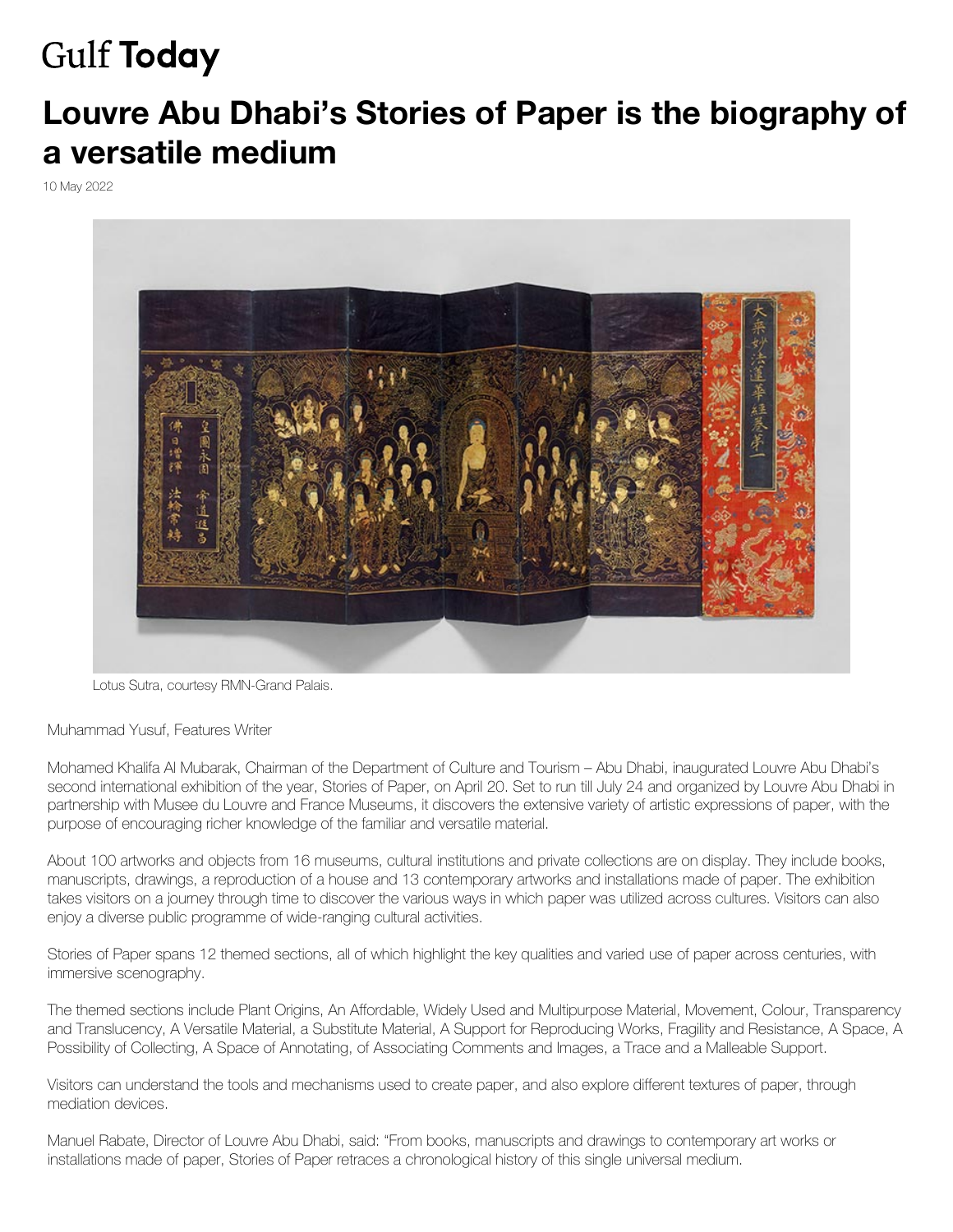Gulf **Today**

# Louvre Abu Dhabi's Stories of Paper is the biography of a versatile medium

10 May 2022

Lotus Sutra, courtesy RMN-Grand Palais.

Muhammad Yusuf, Features Writer

Mohamed Khalifa Al Mubarak, Chairman of the Department of Culture and Tourism – Abu Dhabi, inaugurated Louvre Abu Dhabi's second international exhibition of the year, Stories of Paper, on April 20. Set to run till July 24 and organized by Louvre Abu Dhabi in partnership with Musee du Louvre and France Museums, it discovers the extensive variety of artistic expressions of paper, with the purpose of encouraging richer knowledge of the familiar and versatile material.

About 100 artworks and objects from 16 museums, cultural institutions and private collections are on display. They include books, manuscripts, drawings, a reproduction of a house and 13 contemporary artworks and installations made of paper. The exhibition takes visitors on a journey through time to discover the various ways in which paper was utilized across cultures. Visitors can also enjoy a diverse public programme of wide-ranging cultural activities.

Stories of Paper spans 12 themed sections, all of which highlight the key qualities and varied use of paper across centuries, with immersive scenography.

The themed sections include Plant Origins, An Affordable, Widely Used and Multipurpose Material, Movement, Colour, Transparency and Translucency, A Versatile Material, a Substitute Material, A Support for Reproducing Works, Fragility and Resistance, A Space, A Possibility of Collecting, A Space of Annotating, of Associating Comments and Images, a Trace and a Malleable Support.

Visitors can understand the tools and mechanisms used to create paper, and also explore different textures of paper, through mediation devices.

Manuel Rabate, Director of Louvre Abu Dhabi, said: "From books, manuscripts and drawings to contemporary art works or installations made of paper, Stories of Paper retraces a chronological history of this single universal medium.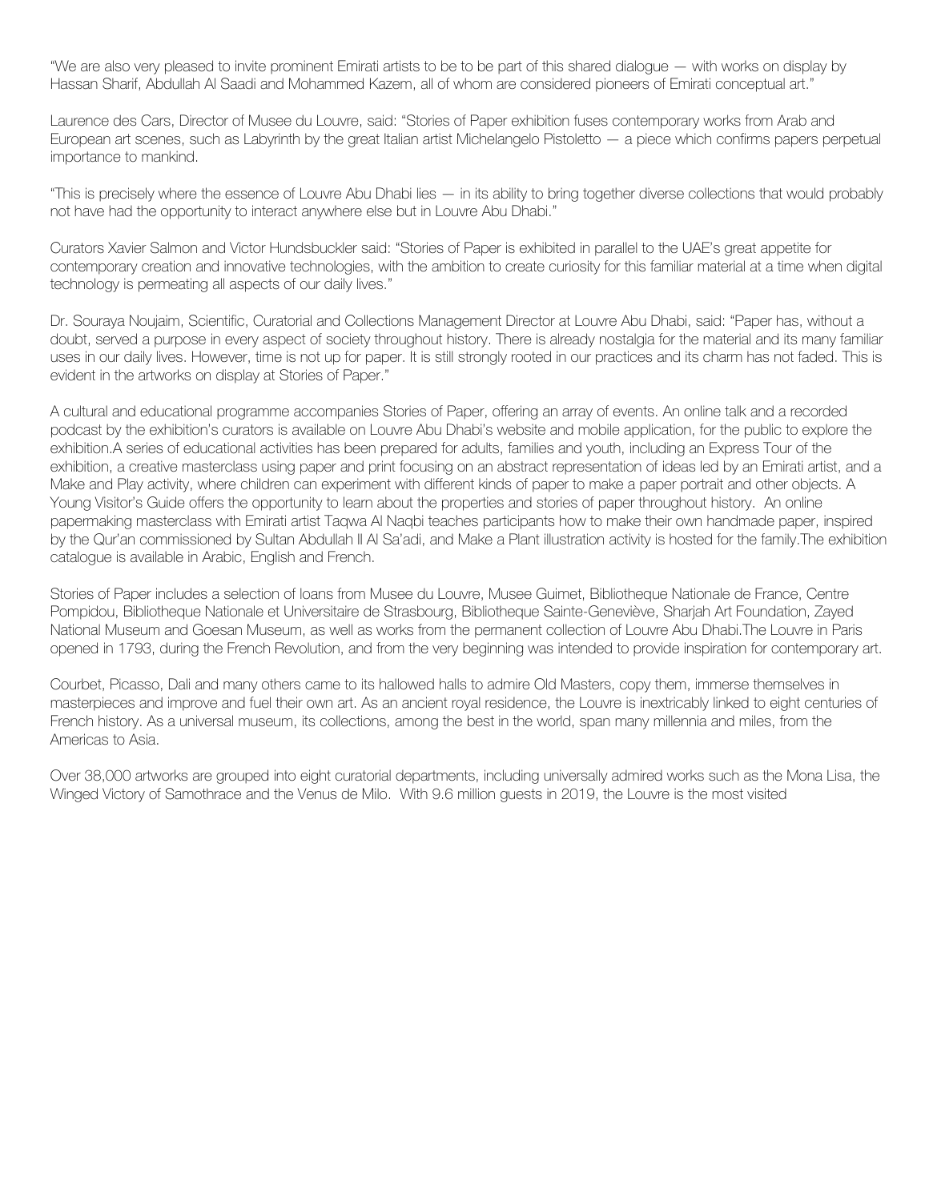"We are also very pleased to invite prominent Emirati artists to be to be part of this shared dialogue — with works on display by Hassan Sharif, Abdullah Al Saadi and Mohammed Kazem, all of whom are considered pioneers of Emirati conceptual art."

Laurence des Cars, Director of Musee du Louvre, said: "Stories of Paper exhibition fuses contemporary works from Arab and European art scenes, such as Labyrinth by the great Italian artist Michelangelo Pistoletto — a piece which confirms papers perpetual importance to mankind.

"This is precisely where the essence of Louvre Abu Dhabi lies — in its ability to bring together diverse collections that would probably not have had the opportunity to interact anywhere else but in Louvre Abu Dhabi."

Curators Xavier Salmon and Victor Hundsbuckler said: "Stories of Paper is exhibited in parallel to the UAE's great appetite for contemporary creation and innovative technologies, with the ambition to create curiosity for this familiar material at a time when digital technology is permeating all aspects of our daily lives."

Dr. Souraya Noujaim, Scientific, Curatorial and Collections Management Director at Louvre Abu Dhabi, said: "Paper has, without a doubt, served a purpose in every aspect of society throughout history. There is already nostalgia for the material and its many familiar uses in our daily lives. However, time is not up for paper. It is still strongly rooted in our practices and its charm has not faded. This is evident in the artworks on display at Stories of Paper."

A cultural and educational programme accompanies Stories of Paper, offering an array of events. An online talk and a recorded podcast by the exhibition's curators is available on Louvre Abu Dhabi's website and mobile application, for the public to explore the exhibition.A series of educational activities has been prepared for adults, families and youth, including an Express Tour of the exhibition, a creative masterclass using paper and print focusing on an abstract representation of ideas led by an Emirati artist, and a Make and Play activity, where children can experiment with different kinds of paper to make a paper portrait and other objects. A Young Visitor's Guide offers the opportunity to learn about the properties and stories of paper throughout history. An online papermaking masterclass with Emirati artist Taqwa Al Naqbi teaches participants how to make their own handmade paper, inspired by the Qur'an commissioned by Sultan Abdullah II Al Sa'adi, and Make a Plant illustration activity is hosted for the family.The exhibition catalogue is available in Arabic, English and French.

Stories of Paper includes a selection of loans from Musee du Louvre, Musee Guimet, Bibliotheque Nationale de France, Centre Pompidou, Bibliotheque Nationale et Universitaire de Strasbourg, Bibliotheque Sainte-Geneviève, Sharjah Art Foundation, Zayed National Museum and Goesan Museum, as well as works from the permanent collection of Louvre Abu Dhabi.The Louvre in Paris opened in 1793, during the French Revolution, and from the very beginning was intended to provide inspiration for contemporary art.

Courbet, Picasso, Dali and many others came to its hallowed halls to admire Old Masters, copy them, immerse themselves in masterpieces and improve and fuel their own art. As an ancient royal residence, the Louvre is inextricably linked to eight centuries of French history. As a universal museum, its collections, among the best in the world, span many millennia and miles, from the Americas to Asia.

Over 38,000 artworks are grouped into eight curatorial departments, including universally admired works such as the Mona Lisa, the Winged Victory of Samothrace and the Venus de Milo. With 9.6 million guests in 2019, the Louvre is the most visited